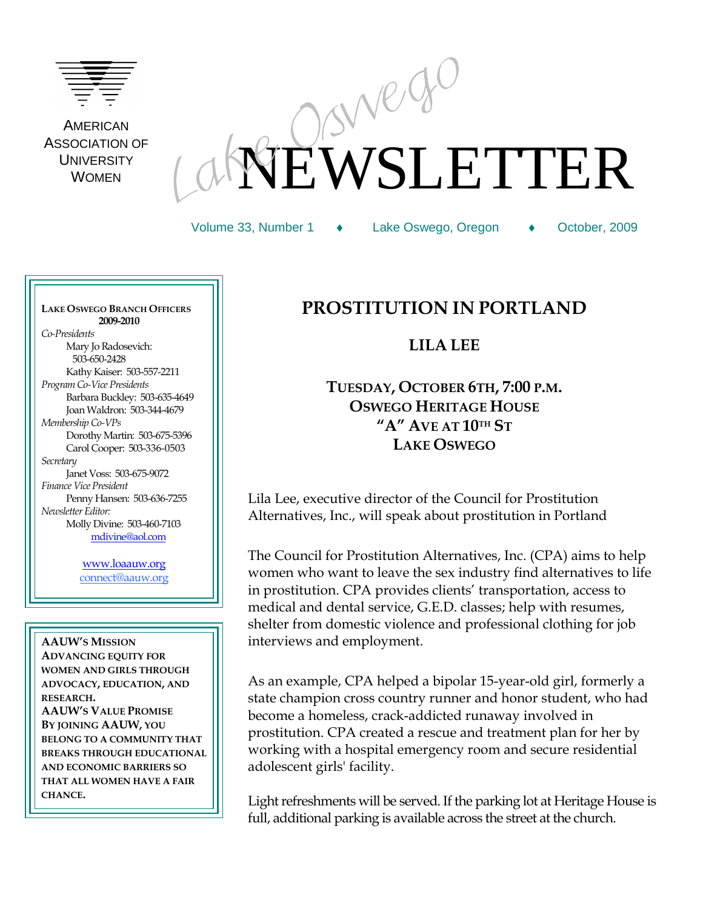AMERICAN ASSOCIATION OF UNIVERSITY WOMEN

# Lake Oswego NEWSLETTER

Volume 33, Number 1 ♦ Lake Oswego, Oregon ♦ October, 2009

**LAKE OSWEGO BRANCH OFFICERS 2009-2010**

*Co-Presidents*
Mary Jo Radosevich: 503-650-2428
Kathy Kaiser: 503-557-2211

*Program Co-Vice Presidents*
Barbara Buckley: 503-635-4649
Joan Waldron: 503-344-4679

*Membership Co-VPs*
Dorothy Martin: 503-675-5396
Carol Cooper: 503-336-0503

*Secretary*
Janet Voss: 503-675-9072

*Finance Vice President*
Penny Hansen: 503-636-7255

*Newsletter Editor:*
Molly Divine: 503-460-7103
mdivine@aol.com

www.loaauw.org
connect@aauw.org

**AAUW'S MISSION**
**ADVANCING EQUITY FOR WOMEN AND GIRLS THROUGH ADVOCACY, EDUCATION, AND RESEARCH.**

**AAUW'S VALUE PROMISE**
**BY JOINING AAUW, YOU BELONG TO A COMMUNITY THAT BREAKS THROUGH EDUCATIONAL AND ECONOMIC BARRIERS SO THAT ALL WOMEN HAVE A FAIR CHANCE.**

## PROSTITUTION IN PORTLAND

### LILA LEE

**TUESDAY, OCTOBER 6TH, 7:00 P.M.**
**OSWEGO HERITAGE HOUSE**
**"A" AVE AT 10TH ST**
**LAKE OSWEGO**

Lila Lee, executive director of the Council for Prostitution Alternatives, Inc., will speak about prostitution in Portland

The Council for Prostitution Alternatives, Inc. (CPA) aims to help women who want to leave the sex industry find alternatives to life in prostitution. CPA provides clients' transportation, access to medical and dental service, G.E.D. classes; help with resumes, shelter from domestic violence and professional clothing for job interviews and employment.

As an example, CPA helped a bipolar 15-year-old girl, formerly a state champion cross country runner and honor student, who had become a homeless, crack-addicted runaway involved in prostitution. CPA created a rescue and treatment plan for her by working with a hospital emergency room and secure residential adolescent girls' facility.

Light refreshments will be served. If the parking lot at Heritage House is full, additional parking is available across the street at the church.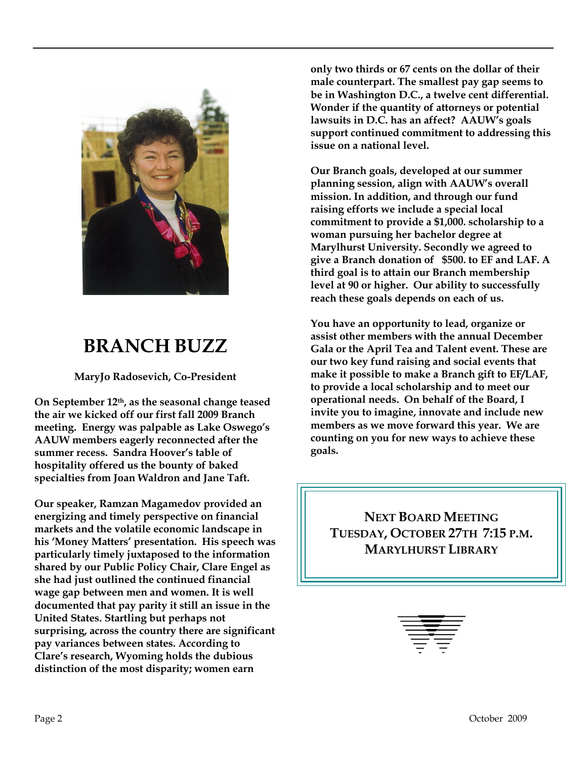## BRANCH BUZZ

**MaryJo Radosevich, Co-President**

**On September 12th, as the seasonal change teased the air we kicked off our first fall 2009 Branch meeting. Energy was palpable as Lake Oswego's AAUW members eagerly reconnected after the summer recess. Sandra Hoover's table of hospitality offered us the bounty of baked specialties from Joan Waldron and Jane Taft.**

**Our speaker, Ramzan Magamedov provided an energizing and timely perspective on financial markets and the volatile economic landscape in his 'Money Matters' presentation. His speech was particularly timely juxtaposed to the information shared by our Public Policy Chair, Clare Engel as she had just outlined the continued financial wage gap between men and women. It is well documented that pay parity it still an issue in the United States. Startling but perhaps not surprising, across the country there are significant pay variances between states. According to Clare's research, Wyoming holds the dubious distinction of the most disparity; women earn only two thirds or 67 cents on the dollar of their male counterpart. The smallest pay gap seems to be in Washington D.C., a twelve cent differential. Wonder if the quantity of attorneys or potential lawsuits in D.C. has an affect? AAUW's goals support continued commitment to addressing this issue on a national level.**

**Our Branch goals, developed at our summer planning session, align with AAUW's overall mission. In addition, and through our fund raising efforts we include a special local commitment to provide a $1,000. scholarship to a woman pursuing her bachelor degree at Marylhurst University. Secondly we agreed to give a Branch donation of $500. to EF and LAF. A third goal is to attain our Branch membership level at 90 or higher. Our ability to successfully reach these goals depends on each of us.**

**You have an opportunity to lead, organize or assist other members with the annual December Gala or the April Tea and Talent event. These are our two key fund raising and social events that make it possible to make a Branch gift to EF/LAF, to provide a local scholarship and to meet our operational needs. On behalf of the Board, I invite you to imagine, innovate and include new members as we move forward this year. We are counting on you for new ways to achieve these goals.**

**NEXT BOARD MEETING**
**TUESDAY, OCTOBER 27TH 7:15 P.M.**
**MARYLHURST LIBRARY**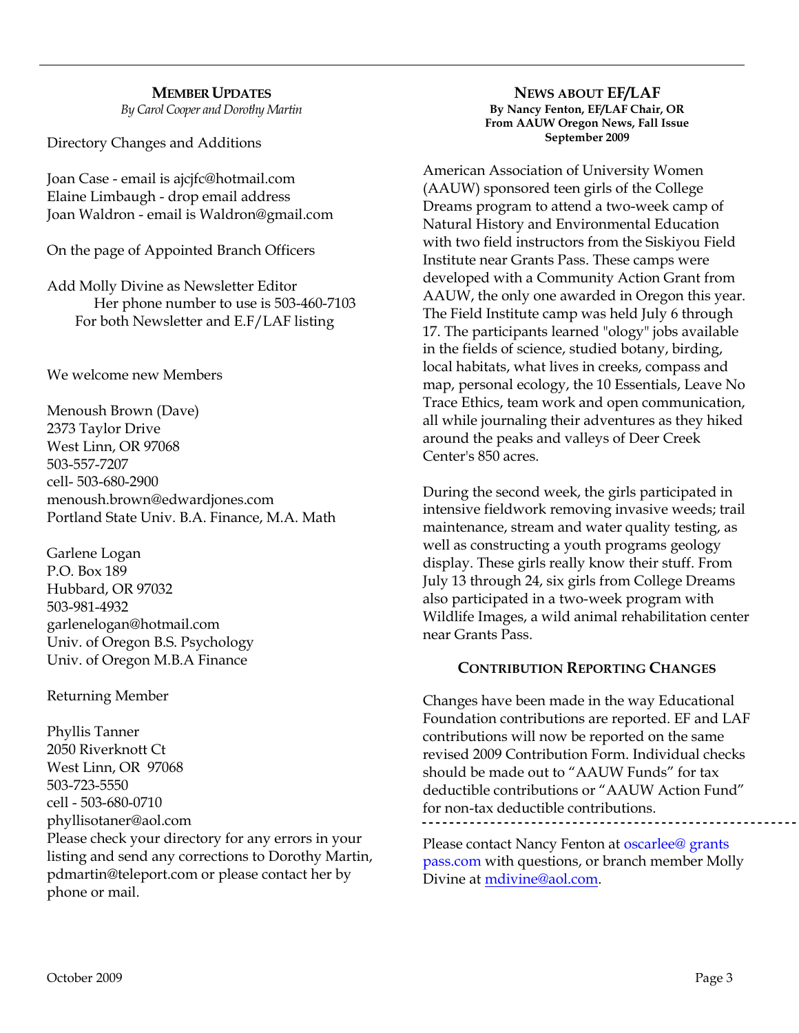## MEMBER UPDATES

*By Carol Cooper and Dorothy Martin*

Directory Changes and Additions

Joan Case - email is ajcjfc@hotmail.com
Elaine Limbaugh - drop email address
Joan Waldron - email is Waldron@gmail.com

On the page of Appointed Branch Officers

Add Molly Divine as Newsletter Editor
Her phone number to use is 503-460-7103
For both Newsletter and E.F/LAF listing

We welcome new Members

Menoush Brown (Dave)
2373 Taylor Drive
West Linn, OR 97068
503-557-7207
cell- 503-680-2900
menoush.brown@edwardjones.com
Portland State Univ. B.A. Finance, M.A. Math

Garlene Logan
P.O. Box 189
Hubbard, OR 97032
503-981-4932
garlenelogan@hotmail.com
Univ. of Oregon B.S. Psychology
Univ. of Oregon M.B.A Finance

Returning Member

Phyllis Tanner
2050 Riverknott Ct
West Linn, OR 97068
503-723-5550
cell - 503-680-0710
phyllisotaner@aol.com

Please check your directory for any errors in your listing and send any corrections to Dorothy Martin, pdmartin@teleport.com or please contact her by phone or mail.

## NEWS ABOUT EF/LAF

**By Nancy Fenton, EF/LAF Chair, OR**
**From AAUW Oregon News, Fall Issue**
**September 2009**

American Association of University Women (AAUW) sponsored teen girls of the College Dreams program to attend a two-week camp of Natural History and Environmental Education with two field instructors from the Siskiyou Field Institute near Grants Pass. These camps were developed with a Community Action Grant from AAUW, the only one awarded in Oregon this year. The Field Institute camp was held July 6 through 17. The participants learned "ology" jobs available in the fields of science, studied botany, birding, local habitats, what lives in creeks, compass and map, personal ecology, the 10 Essentials, Leave No Trace Ethics, team work and open communication, all while journaling their adventures as they hiked around the peaks and valleys of Deer Creek Center's 850 acres.

During the second week, the girls participated in intensive fieldwork removing invasive weeds; trail maintenance, stream and water quality testing, as well as constructing a youth programs geology display. These girls really know their stuff. From July 13 through 24, six girls from College Dreams also participated in a two-week program with Wildlife Images, a wild animal rehabilitation center near Grants Pass.

### CONTRIBUTION REPORTING CHANGES

Changes have been made in the way Educational Foundation contributions are reported. EF and LAF contributions will now be reported on the same revised 2009 Contribution Form. Individual checks should be made out to "AAUW Funds" for tax deductible contributions or "AAUW Action Fund" for non-tax deductible contributions.

---

Please contact Nancy Fenton at oscarlee@ grants pass.com with questions, or branch member Molly Divine at mdivine@aol.com.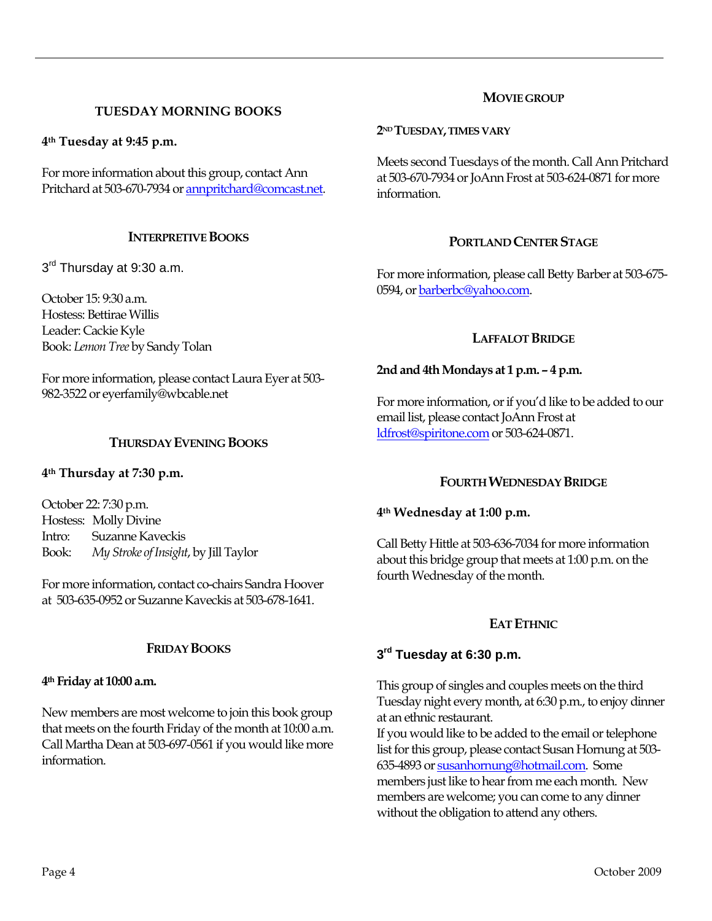### TUESDAY MORNING BOOKS

**4th Tuesday at 9:45 p.m.**

For more information about this group, contact Ann Pritchard at 503-670-7934 or annpritchard@comcast.net.

### INTERPRETIVE BOOKS

3rd Thursday at 9:30 a.m.

October 15: 9:30 a.m.
Hostess: Bettirae Willis
Leader: Cackie Kyle
Book: *Lemon Tree* by Sandy Tolan

For more information, please contact Laura Eyer at 503-982-3522 or eyerfamily@wbcable.net

### THURSDAY EVENING BOOKS

**4th Thursday at 7:30 p.m.**

October 22: 7:30 p.m.
Hostess: Molly Divine
Intro: Suzanne Kaveckis
Book: *My Stroke of Insight*, by Jill Taylor

For more information, contact co-chairs Sandra Hoover at 503-635-0952 or Suzanne Kaveckis at 503-678-1641.

### FRIDAY BOOKS

**4th Friday at 10:00 a.m.**

New members are most welcome to join this book group that meets on the fourth Friday of the month at 10:00 a.m. Call Martha Dean at 503-697-0561 if you would like more information.

### MOVIE GROUP

**2ND TUESDAY, TIMES VARY**

Meets second Tuesdays of the month. Call Ann Pritchard at 503-670-7934 or JoAnn Frost at 503-624-0871 for more information.

### PORTLAND CENTER STAGE

For more information, please call Betty Barber at 503-675-0594, or barberbc@yahoo.com.

### LAFFALOT BRIDGE

**2nd and 4th Mondays at 1 p.m. – 4 p.m.**

For more information, or if you'd like to be added to our email list, please contact JoAnn Frost at ldfrost@spiritone.com or 503-624-0871.

### FOURTH WEDNESDAY BRIDGE

**4th Wednesday at 1:00 p.m.**

Call Betty Hittle at 503-636-7034 for more information about this bridge group that meets at 1:00 p.m. on the fourth Wednesday of the month.

### EAT ETHNIC

**3rd Tuesday at 6:30 p.m.**

This group of singles and couples meets on the third Tuesday night every month, at 6:30 p.m., to enjoy dinner at an ethnic restaurant.
If you would like to be added to the email or telephone list for this group, please contact Susan Hornung at 503-635-4893 or susanhornung@hotmail.com. Some members just like to hear from me each month. New members are welcome; you can come to any dinner without the obligation to attend any others.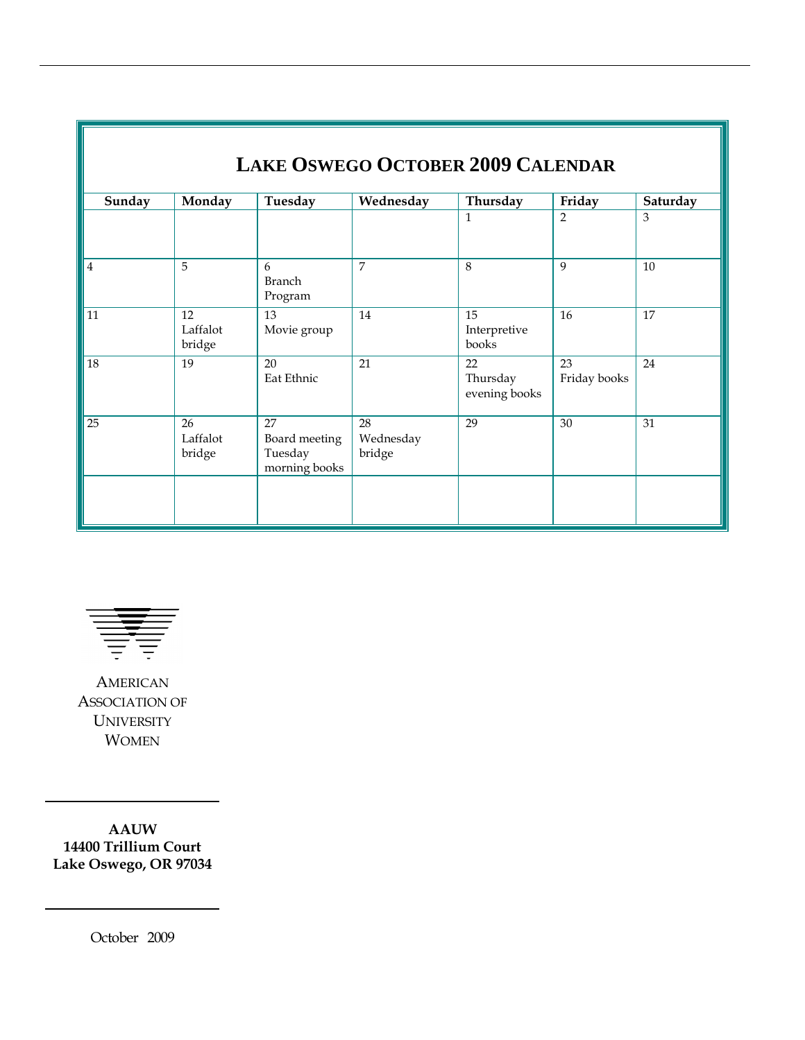# Lake Oswego October 2009 Calendar

| Sunday | Monday | Tuesday | Wednesday | Thursday | Friday | Saturday |
|---|---|---|---|---|---|---|
| | | | | 1 | 2 | 3 |
| 4 | 5 | 6 Branch Program | 7 | 8 | 9 | 10 |
| 11 | 12 Laffalot bridge | 13 Movie group | 14 | 15 Interpretive books | 16 | 17 |
| 18 | 19 | 20 Eat Ethnic | 21 | 22 Thursday evening books | 23 Friday books | 24 |
| 25 | 26 Laffalot bridge | 27 Board meeting Tuesday morning books | 28 Wednesday bridge | 29 | 30 | 31 |
| | | | | | | |

American Association of University Women

**AAUW**
**14400 Trillium Court**
**Lake Oswego, OR 97034**

October 2009